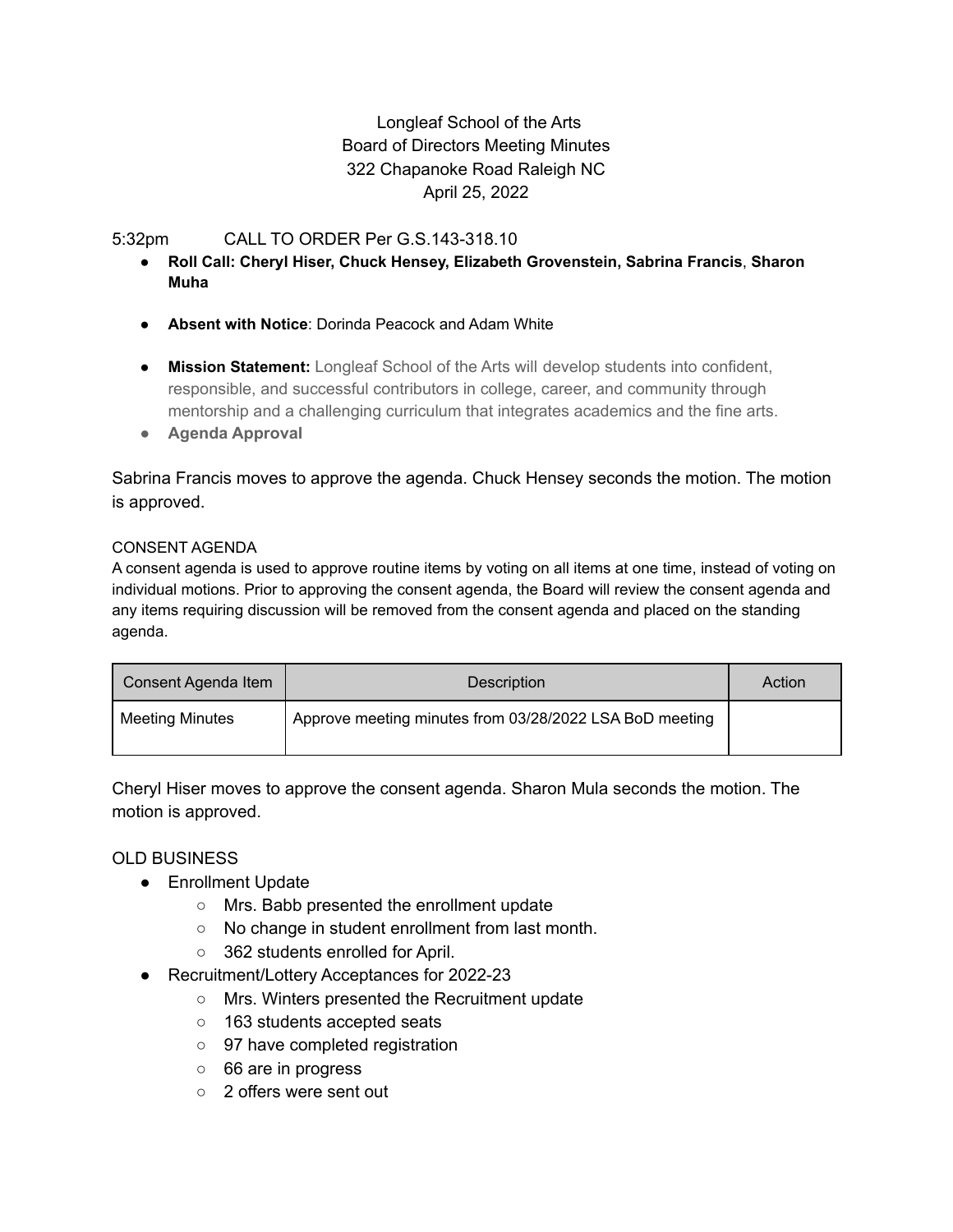Longleaf School of the Arts
Board of Directors Meeting Minutes
322 Chapanoke Road Raleigh NC
April 25, 2022

5:32pm CALL TO ORDER Per G.S.143-318.10

- **Roll Call: Cheryl Hiser, Chuck Hensey, Elizabeth Grovenstein, Sabrina Francis**, **Sharon Muha**
- **Absent with Notice**: Dorinda Peacock and Adam White
- **Mission Statement:** Longleaf School of the Arts will develop students into confident, responsible, and successful contributors in college, career, and community through mentorship and a challenging curriculum that integrates academics and the fine arts.
- **Agenda Approval**

Sabrina Francis moves to approve the agenda. Chuck Hensey seconds the motion. The motion is approved.

CONSENT AGENDA

A consent agenda is used to approve routine items by voting on all items at one time, instead of voting on individual motions. Prior to approving the consent agenda, the Board will review the consent agenda and any items requiring discussion will be removed from the consent agenda and placed on the standing agenda.

| Consent Agenda Item | Description | Action |
| --- | --- | --- |
| Meeting Minutes | Approve meeting minutes from 03/28/2022 LSA BoD meeting | |

Cheryl Hiser moves to approve the consent agenda. Sharon Mula seconds the motion. The motion is approved.

OLD BUSINESS

- Enrollment Update
  - Mrs. Babb presented the enrollment update
  - No change in student enrollment from last month.
  - 362 students enrolled for April.
- Recruitment/Lottery Acceptances for 2022-23
  - Mrs. Winters presented the Recruitment update
  - 163 students accepted seats
  - 97 have completed registration
  - 66 are in progress
  - 2 offers were sent out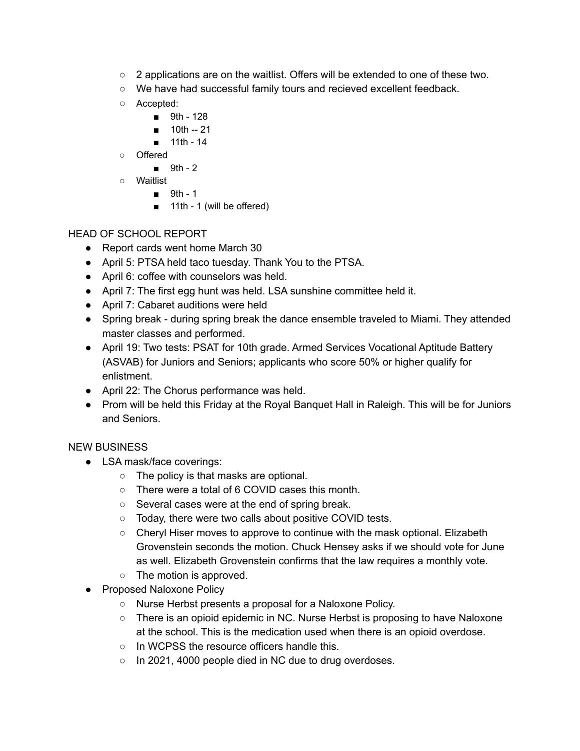- 2 applications are on the waitlist. Offers will be extended to one of these two.
- We have had successful family tours and recieved excellent feedback.
- Accepted:
    - 9th - 128
    - 10th -- 21
    - 11th - 14
- Offered
    - 9th - 2
- Waitlist
    - 9th - 1
    - 11th - 1 (will be offered)

HEAD OF SCHOOL REPORT

- Report cards went home March 30
- April 5: PTSA held taco tuesday. Thank You to the PTSA.
- April 6: coffee with counselors was held.
- April 7: The first egg hunt was held. LSA sunshine committee held it.
- April 7: Cabaret auditions were held
- Spring break - during spring break the dance ensemble traveled to Miami. They attended master classes and performed.
- April 19: Two tests: PSAT for 10th grade. Armed Services Vocational Aptitude Battery (ASVAB) for Juniors and Seniors; applicants who score 50% or higher qualify for enlistment.
- April 22: The Chorus performance was held.
- Prom will be held this Friday at the Royal Banquet Hall in Raleigh. This will be for Juniors and Seniors.

NEW BUSINESS

- LSA mask/face coverings:
    - The policy is that masks are optional.
    - There were a total of 6 COVID cases this month.
    - Several cases were at the end of spring break.
    - Today, there were two calls about positive COVID tests.
    - Cheryl Hiser moves to approve to continue with the mask optional. Elizabeth Grovenstein seconds the motion. Chuck Hensey asks if we should vote for June as well. Elizabeth Grovenstein confirms that the law requires a monthly vote.
    - The motion is approved.
- Proposed Naloxone Policy
    - Nurse Herbst presents a proposal for a Naloxone Policy.
    - There is an opioid epidemic in NC. Nurse Herbst is proposing to have Naloxone at the school. This is the medication used when there is an opioid overdose.
    - In WCPSS the resource officers handle this.
    - In 2021, 4000 people died in NC due to drug overdoses.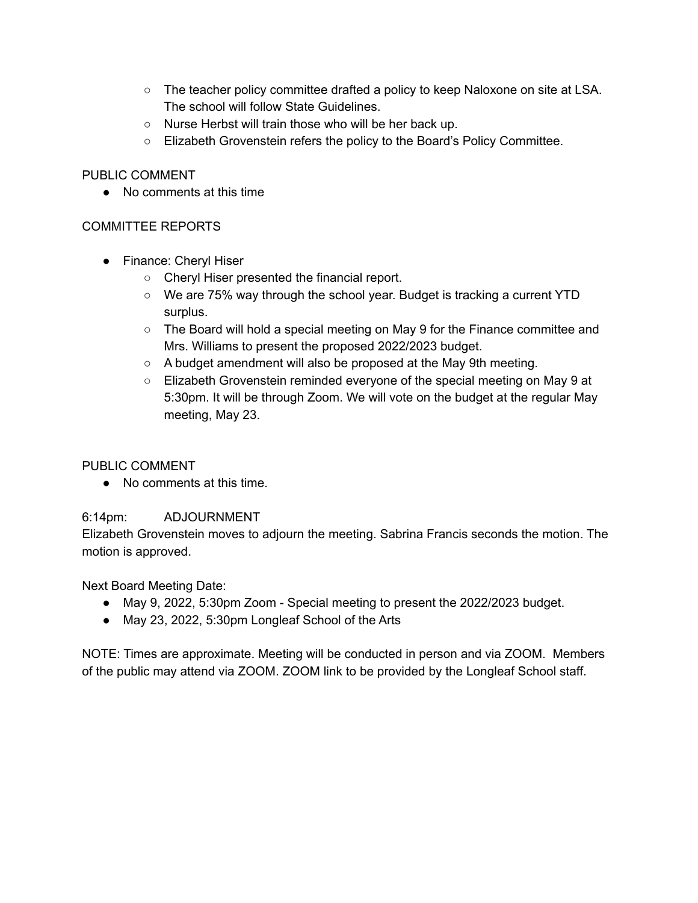- The teacher policy committee drafted a policy to keep Naloxone on site at LSA. The school will follow State Guidelines.
    - Nurse Herbst will train those who will be her back up.
    - Elizabeth Grovenstein refers the policy to the Board's Policy Committee.

PUBLIC COMMENT

- No comments at this time

COMMITTEE REPORTS

- Finance: Cheryl Hiser
    - Cheryl Hiser presented the financial report.
    - We are 75% way through the school year. Budget is tracking a current YTD surplus.
    - The Board will hold a special meeting on May 9 for the Finance committee and Mrs. Williams to present the proposed 2022/2023 budget.
    - A budget amendment will also be proposed at the May 9th meeting.
    - Elizabeth Grovenstein reminded everyone of the special meeting on May 9 at 5:30pm. It will be through Zoom. We will vote on the budget at the regular May meeting, May 23.

PUBLIC COMMENT

- No comments at this time.

6:14pm: ADJOURNMENT

Elizabeth Grovenstein moves to adjourn the meeting. Sabrina Francis seconds the motion. The motion is approved.

Next Board Meeting Date:

- May 9, 2022, 5:30pm Zoom - Special meeting to present the 2022/2023 budget.
- May 23, 2022, 5:30pm Longleaf School of the Arts

NOTE: Times are approximate. Meeting will be conducted in person and via ZOOM. Members of the public may attend via ZOOM. ZOOM link to be provided by the Longleaf School staff.